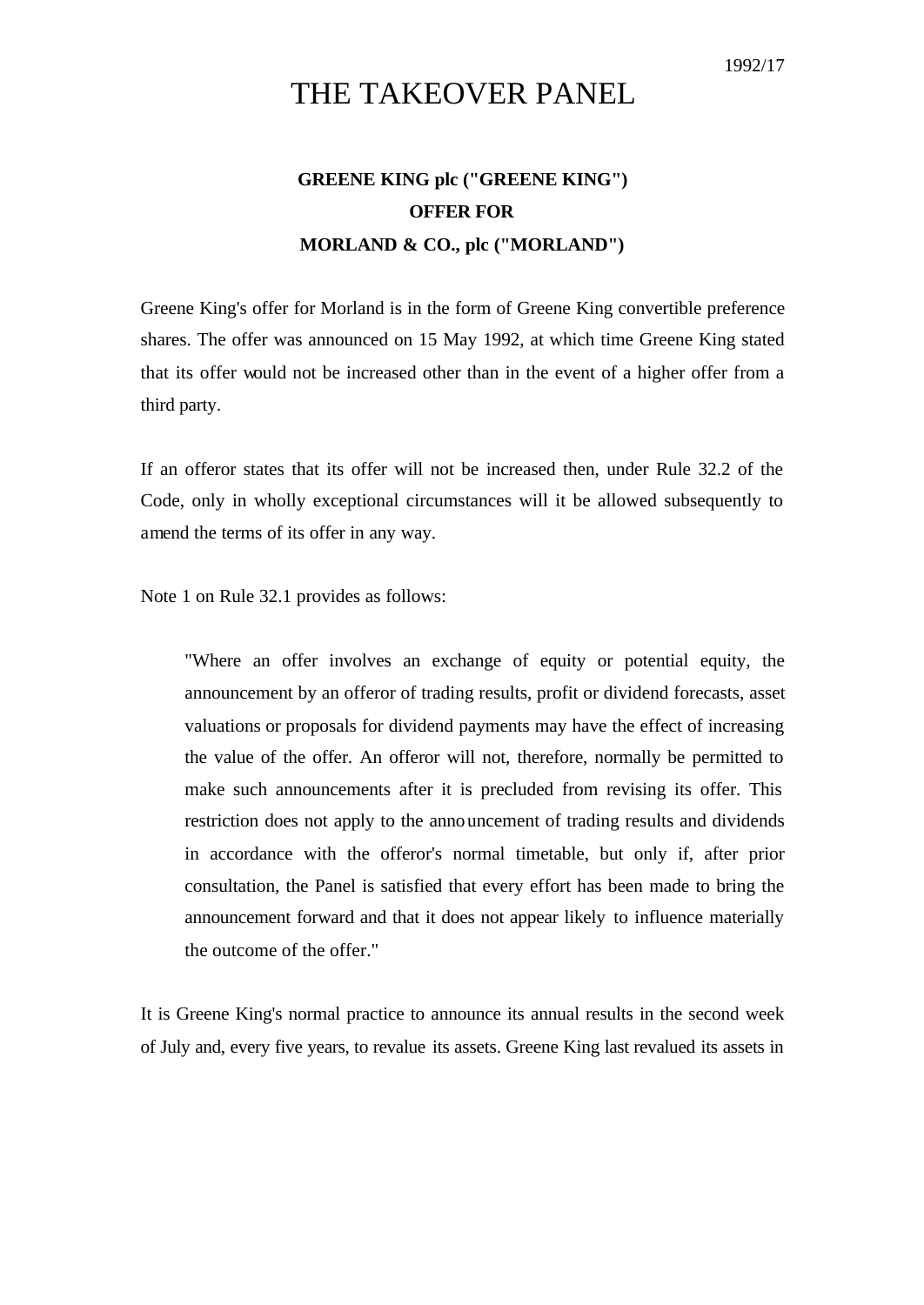1992/17

# THE TAKEOVER PANEL

## GREENE KING plc ("GREENE KING") OFFER FOR MORLAND & CO., plc ("MORLAND")

Greene King's offer for Morland is in the form of Greene King convertible preference shares. The offer was announced on 15 May 1992, at which time Greene King stated that its offer would not be increased other than in the event of a higher offer from a third party.

If an offeror states that its offer will not be increased then, under Rule 32.2 of the Code, only in wholly exceptional circumstances will it be allowed subsequently to amend the terms of its offer in any way.

Note 1 on Rule 32.1 provides as follows:

> "Where an offer involves an exchange of equity or potential equity, the announcement by an offeror of trading results, profit or dividend forecasts, asset valuations or proposals for dividend payments may have the effect of increasing the value of the offer. An offeror will not, therefore, normally be permitted to make such announcements after it is precluded from revising its offer. This restriction does not apply to the announcement of trading results and dividends in accordance with the offeror's normal timetable, but only if, after prior consultation, the Panel is satisfied that every effort has been made to bring the announcement forward and that it does not appear likely to influence materially the outcome of the offer."

It is Greene King's normal practice to announce its annual results in the second week of July and, every five years, to revalue its assets. Greene King last revalued its assets in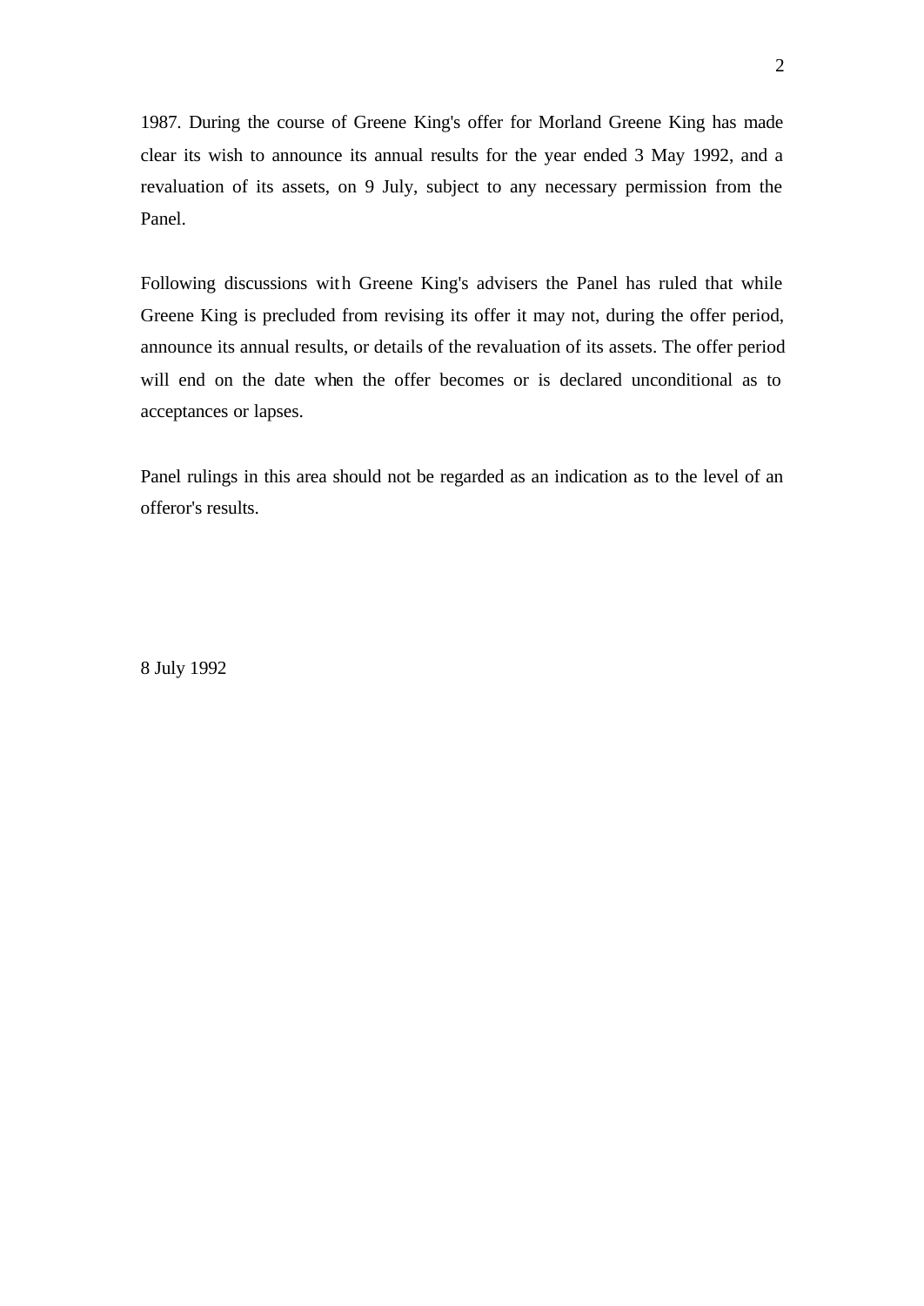1987. During the course of Greene King's offer for Morland Greene King has made clear its wish to announce its annual results for the year ended 3 May 1992, and a revaluation of its assets, on 9 July, subject to any necessary permission from the Panel.

Following discussions with Greene King's advisers the Panel has ruled that while Greene King is precluded from revising its offer it may not, during the offer period, announce its annual results, or details of the revaluation of its assets. The offer period will end on the date when the offer becomes or is declared unconditional as to acceptances or lapses.

Panel rulings in this area should not be regarded as an indication as to the level of an offeror's results.

8 July 1992